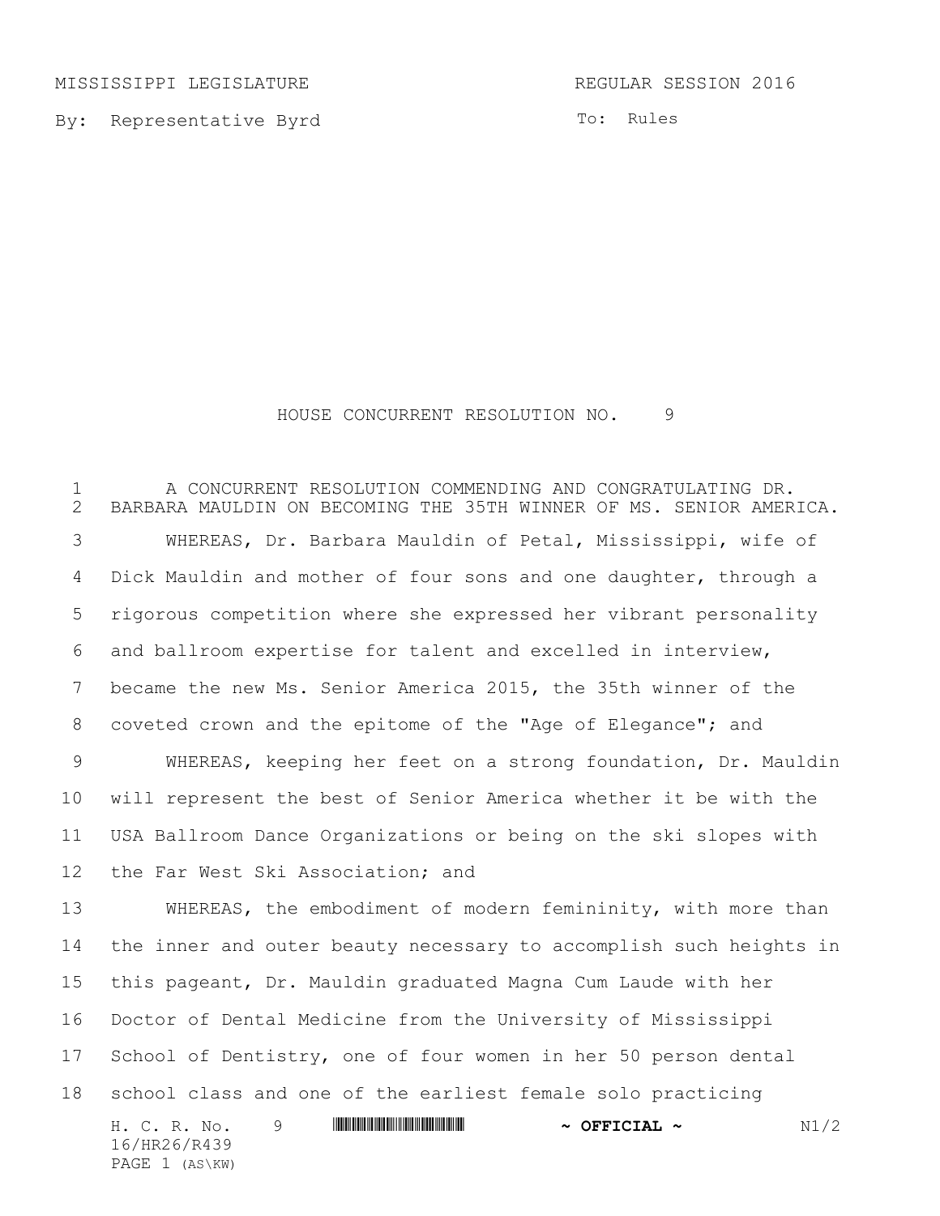MISSISSIPPI LEGISLATURE REGULAR SESSION 2016

By: Representative Byrd

To: Rules

# HOUSE CONCURRENT RESOLUTION NO. 9

A CONCURRENT RESOLUTION COMMENDING AND CONGRATULATING DR. BARBARA MAULDIN ON BECOMING THE 35TH WINNER OF MS. SENIOR AMERICA.

WHEREAS, Dr. Barbara Mauldin of Petal, Mississippi, wife of Dick Mauldin and mother of four sons and one daughter, through a rigorous competition where she expressed her vibrant personality and ballroom expertise for talent and excelled in interview, became the new Ms. Senior America 2015, the 35th winner of the coveted crown and the epitome of the "Age of Elegance"; and

WHEREAS, keeping her feet on a strong foundation, Dr. Mauldin will represent the best of Senior America whether it be with the USA Ballroom Dance Organizations or being on the ski slopes with the Far West Ski Association; and

WHEREAS, the embodiment of modern femininity, with more than the inner and outer beauty necessary to accomplish such heights in this pageant, Dr. Mauldin graduated Magna Cum Laude with her Doctor of Dental Medicine from the University of Mississippi School of Dentistry, one of four women in her 50 person dental school class and one of the earliest female solo practicing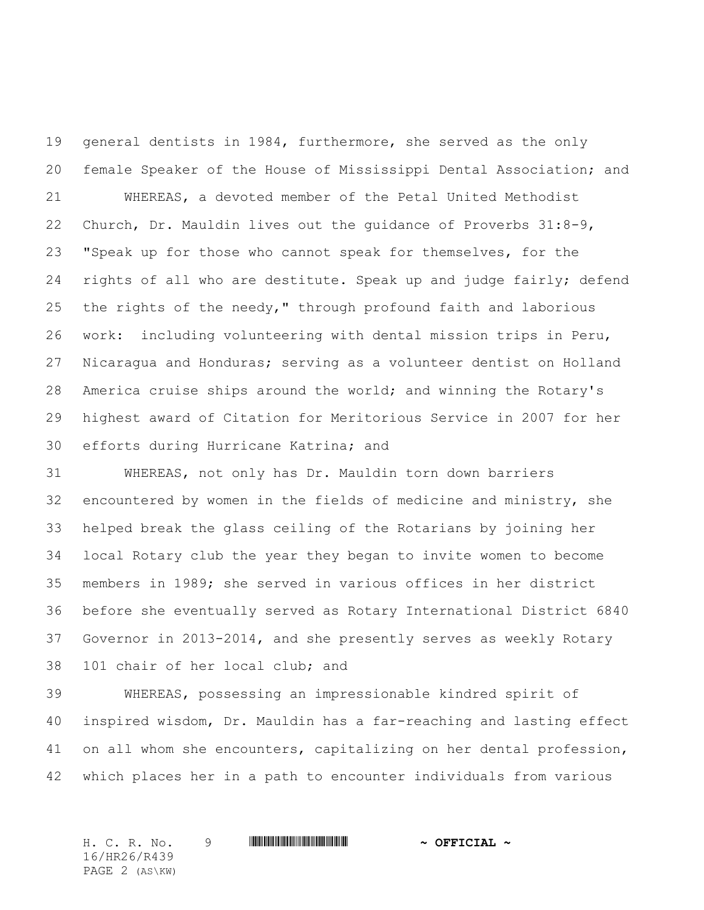general dentists in 1984, furthermore, she served as the only female Speaker of the House of Mississippi Dental Association; and

WHEREAS, a devoted member of the Petal United Methodist Church, Dr. Mauldin lives out the guidance of Proverbs 31:8-9, "Speak up for those who cannot speak for themselves, for the rights of all who are destitute. Speak up and judge fairly; defend the rights of the needy," through profound faith and laborious work: including volunteering with dental mission trips in Peru, Nicaragua and Honduras; serving as a volunteer dentist on Holland America cruise ships around the world; and winning the Rotary's highest award of Citation for Meritorious Service in 2007 for her efforts during Hurricane Katrina; and

WHEREAS, not only has Dr. Mauldin torn down barriers encountered by women in the fields of medicine and ministry, she helped break the glass ceiling of the Rotarians by joining her local Rotary club the year they began to invite women to become members in 1989; she served in various offices in her district before she eventually served as Rotary International District 6840 Governor in 2013-2014, and she presently serves as weekly Rotary 101 chair of her local club; and

WHEREAS, possessing an impressionable kindred spirit of inspired wisdom, Dr. Mauldin has a far-reaching and lasting effect on all whom she encounters, capitalizing on her dental profession, which places her in a path to encounter individuals from various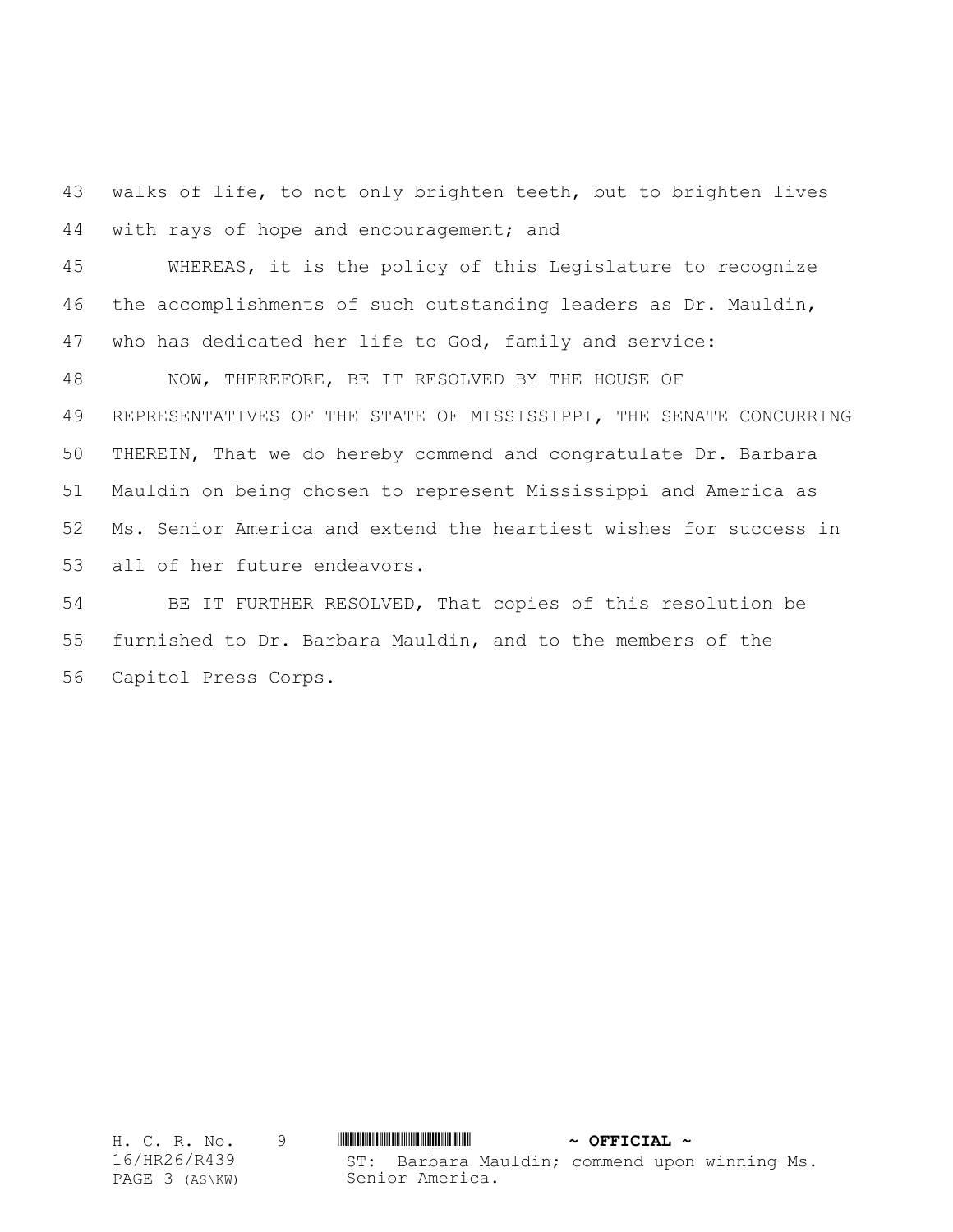walks of life, to not only brighten teeth, but to brighten lives with rays of hope and encouragement; and

WHEREAS, it is the policy of this Legislature to recognize the accomplishments of such outstanding leaders as Dr. Mauldin, who has dedicated her life to God, family and service:

NOW, THEREFORE, BE IT RESOLVED BY THE HOUSE OF REPRESENTATIVES OF THE STATE OF MISSISSIPPI, THE SENATE CONCURRING THEREIN, That we do hereby commend and congratulate Dr. Barbara Mauldin on being chosen to represent Mississippi and America as Ms. Senior America and extend the heartiest wishes for success in all of her future endeavors.

BE IT FURTHER RESOLVED, That copies of this resolution be furnished to Dr. Barbara Mauldin, and to the members of the Capitol Press Corps.